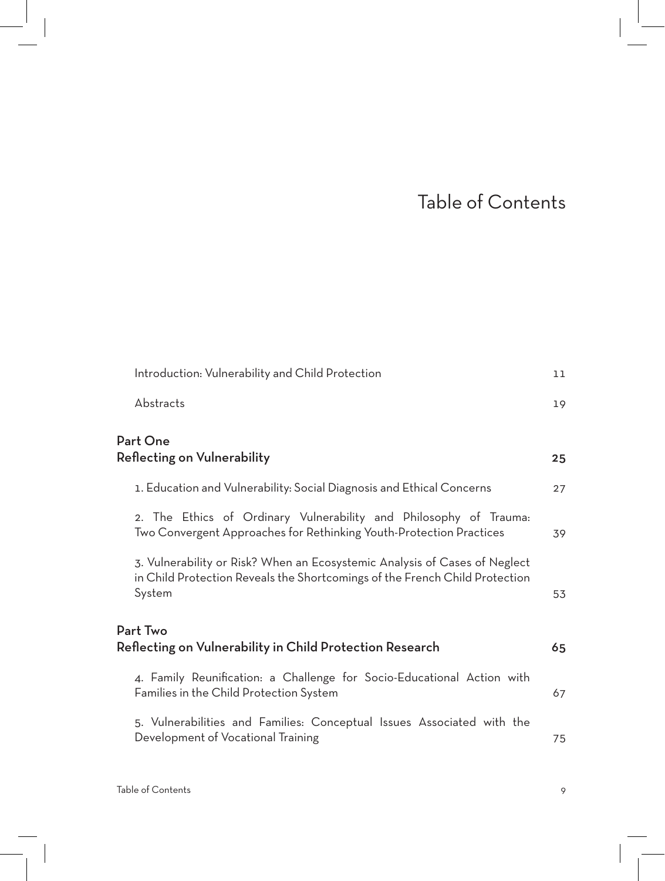# Table of Contents

| | |
|---|---|
| Introduction: Vulnerability and Child Protection | 11 |
| Abstracts | 19 |
| **Part One**<br>**Reflecting on Vulnerability** | **25** |
| 1. Education and Vulnerability: Social Diagnosis and Ethical Concerns | 27 |
| 2. The Ethics of Ordinary Vulnerability and Philosophy of Trauma: Two Convergent Approaches for Rethinking Youth-Protection Practices | 39 |
| 3. Vulnerability or Risk? When an Ecosystemic Analysis of Cases of Neglect in Child Protection Reveals the Shortcomings of the French Child Protection System | 53 |
| **Part Two**<br>**Reflecting on Vulnerability in Child Protection Research** | **65** |
| 4. Family Reunification: a Challenge for Socio-Educational Action with Families in the Child Protection System | 67 |
| 5. Vulnerabilities and Families: Conceptual Issues Associated with the Development of Vocational Training | 75 |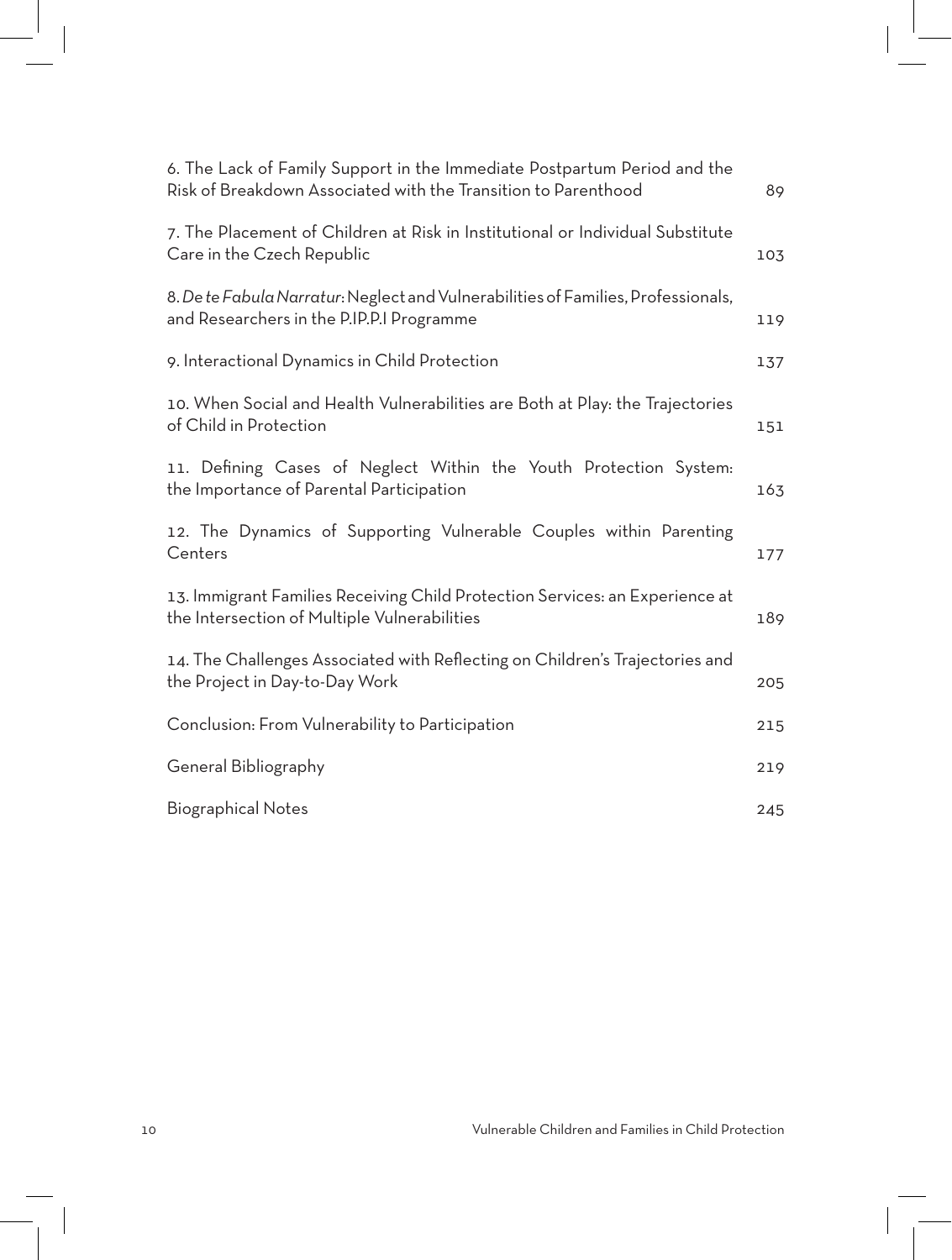6. The Lack of Family Support in the Immediate Postpartum Period and the Risk of Breakdown Associated with the Transition to Parenthood 89

7. The Placement of Children at Risk in Institutional or Individual Substitute Care in the Czech Republic 103

8. *De te Fabula Narratur*: Neglect and Vulnerabilities of Families, Professionals, and Researchers in the P.IP.P.I Programme 119

9. Interactional Dynamics in Child Protection 137

10. When Social and Health Vulnerabilities are Both at Play: the Trajectories of Child in Protection 151

11. Defining Cases of Neglect Within the Youth Protection System: the Importance of Parental Participation 163

12. The Dynamics of Supporting Vulnerable Couples within Parenting Centers 177

13. Immigrant Families Receiving Child Protection Services: an Experience at the Intersection of Multiple Vulnerabilities 189

14. The Challenges Associated with Reflecting on Children's Trajectories and the Project in Day-to-Day Work 205

Conclusion: From Vulnerability to Participation 215

General Bibliography 219

Biographical Notes 245